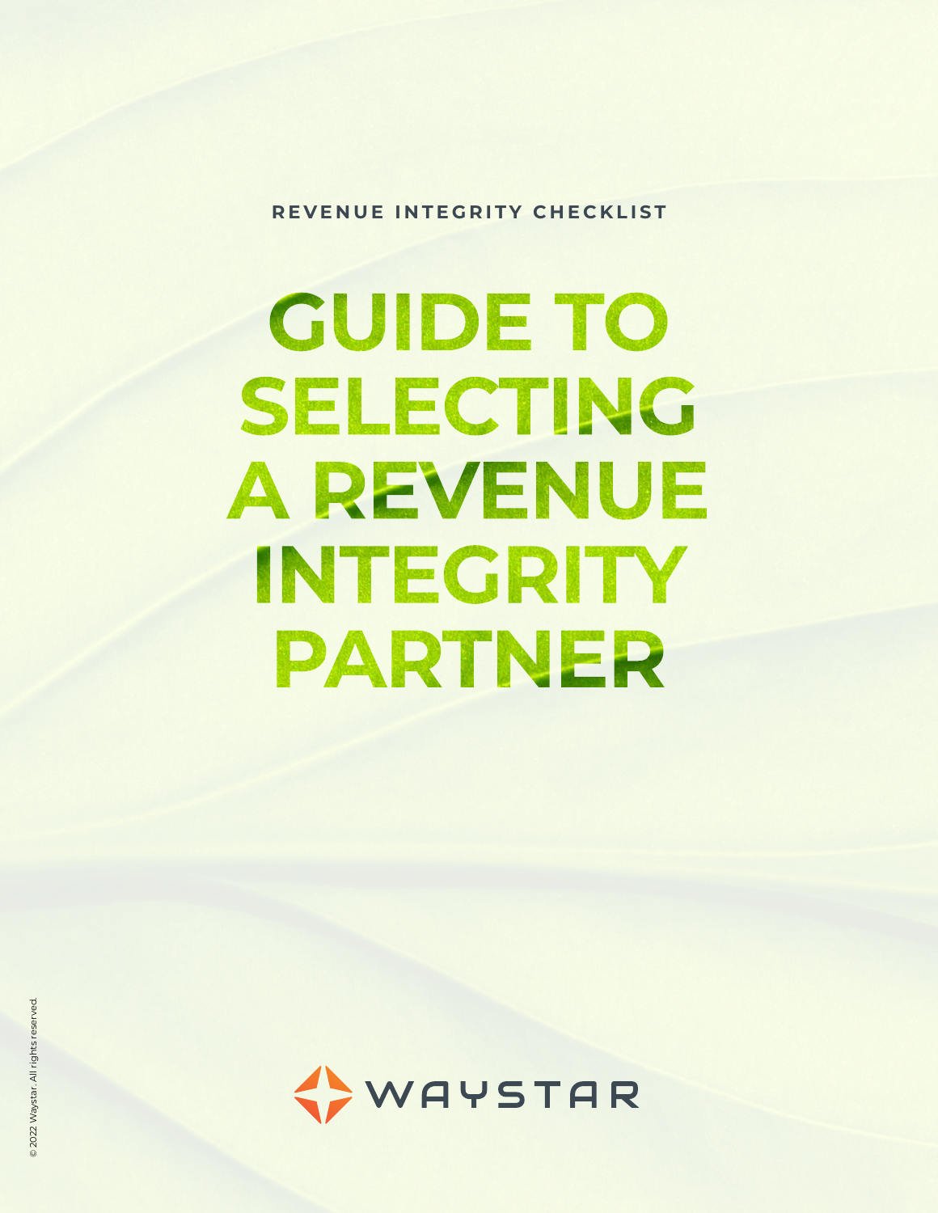REVENUE INTEGRITY CHECKLIST

# GUIDE TO SELECTING A REVENUE INTEGRITY PARTNER

WAYSTAR

© 2022 Waystar. All rights reserved.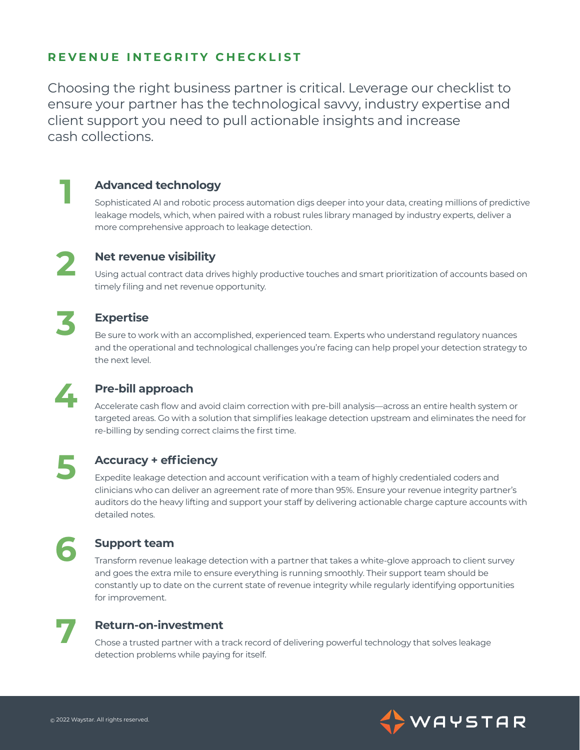## REVENUE INTEGRITY CHECKLIST

Choosing the right business partner is critical. Leverage our checklist to ensure your partner has the technological savvy, industry expertise and client support you need to pull actionable insights and increase cash collections.

### 1 Advanced technology

Sophisticated AI and robotic process automation digs deeper into your data, creating millions of predictive leakage models, which, when paired with a robust rules library managed by industry experts, deliver a more comprehensive approach to leakage detection.

### 2 Net revenue visibility

Using actual contract data drives highly productive touches and smart prioritization of accounts based on timely filing and net revenue opportunity.

### 3 Expertise

Be sure to work with an accomplished, experienced team. Experts who understand regulatory nuances and the operational and technological challenges you're facing can help propel your detection strategy to the next level.

### 4 Pre-bill approach

Accelerate cash flow and avoid claim correction with pre-bill analysis—across an entire health system or targeted areas. Go with a solution that simplifies leakage detection upstream and eliminates the need for re-billing by sending correct claims the first time.

### 5 Accuracy + efficiency

Expedite leakage detection and account verification with a team of highly credentialed coders and clinicians who can deliver an agreement rate of more than 95%. Ensure your revenue integrity partner's auditors do the heavy lifting and support your staff by delivering actionable charge capture accounts with detailed notes.

### 6 Support team

Transform revenue leakage detection with a partner that takes a white-glove approach to client survey and goes the extra mile to ensure everything is running smoothly. Their support team should be constantly up to date on the current state of revenue integrity while regularly identifying opportunities for improvement.

### 7 Return-on-investment

Chose a trusted partner with a track record of delivering powerful technology that solves leakage detection problems while paying for itself.

© 2022 Waystar. All rights reserved.

WAYSTAR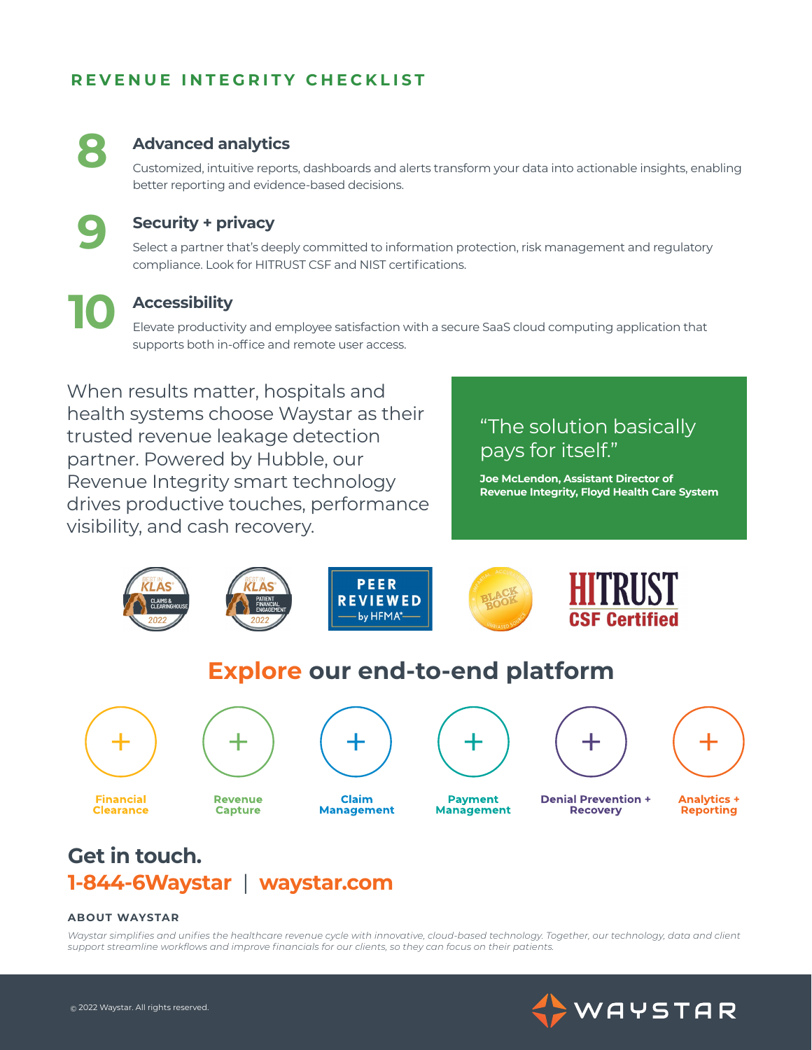## REVENUE INTEGRITY CHECKLIST

### 8 Advanced analytics

Customized, intuitive reports, dashboards and alerts transform your data into actionable insights, enabling better reporting and evidence-based decisions.

### 9 Security + privacy

Select a partner that's deeply committed to information protection, risk management and regulatory compliance. Look for HITRUST CSF and NIST certifications.

### 10 Accessibility

Elevate productivity and employee satisfaction with a secure SaaS cloud computing application that supports both in-office and remote user access.

When results matter, hospitals and health systems choose Waystar as their trusted revenue leakage detection partner. Powered by Hubble, our Revenue Integrity smart technology drives productive touches, performance visibility, and cash recovery.

> "The solution basically pays for itself."
>
> **Joe McLendon, Assistant Director of Revenue Integrity, Floyd Health Care System**

BEST IN KLAS CLAIMS & CLEARINGHOUSE 2022

BEST IN KLAS PATIENT FINANCIAL ENGAGEMENT 2022

PEER REVIEWED by HFMA

BLACK BOOK

HITRUST CSF Certified

## Explore our end-to-end platform

- Financial Clearance
- Revenue Capture
- Claim Management
- Payment Management
- Denial Prevention + Recovery
- Analytics + Reporting

## Get in touch.

**1-844-6Waystar | waystar.com**

#### ABOUT WAYSTAR

*Waystar simplifies and unifies the healthcare revenue cycle with innovative, cloud-based technology. Together, our technology, data and client support streamline workflows and improve financials for our clients, so they can focus on their patients.*

© 2022 Waystar. All rights reserved.

WAYSTAR